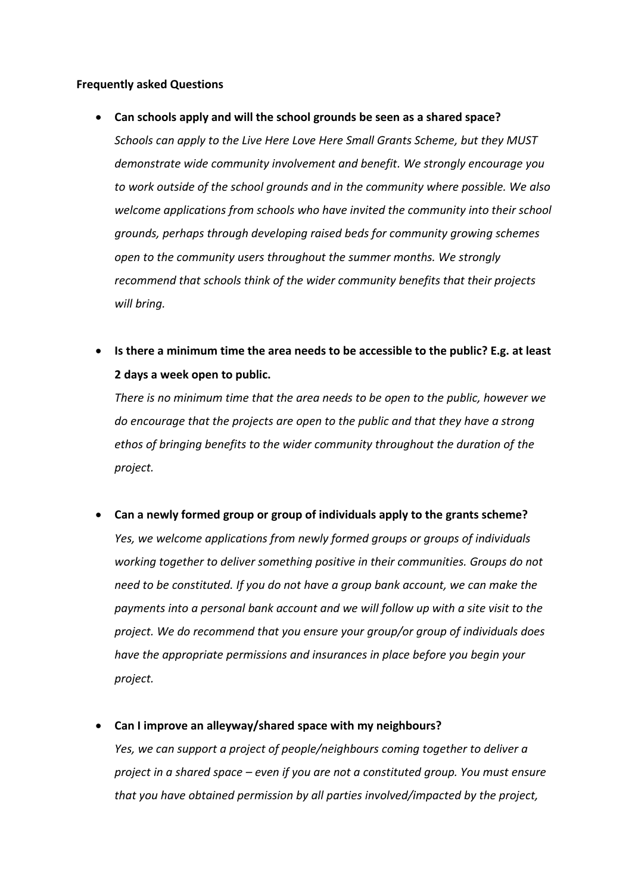**Frequently asked Questions**

- **Can schools apply and will the school grounds be seen as a shared space?**
  *Schools can apply to the Live Here Love Here Small Grants Scheme, but they MUST demonstrate wide community involvement and benefit. We strongly encourage you to work outside of the school grounds and in the community where possible. We also welcome applications from schools who have invited the community into their school grounds, perhaps through developing raised beds for community growing schemes open to the community users throughout the summer months. We strongly recommend that schools think of the wider community benefits that their projects will bring.*

- **Is there a minimum time the area needs to be accessible to the public? E.g. at least 2 days a week open to public.**
  *There is no minimum time that the area needs to be open to the public, however we do encourage that the projects are open to the public and that they have a strong ethos of bringing benefits to the wider community throughout the duration of the project.*

- **Can a newly formed group or group of individuals apply to the grants scheme?**
  *Yes, we welcome applications from newly formed groups or groups of individuals working together to deliver something positive in their communities. Groups do not need to be constituted. If you do not have a group bank account, we can make the payments into a personal bank account and we will follow up with a site visit to the project. We do recommend that you ensure your group/or group of individuals does have the appropriate permissions and insurances in place before you begin your project.*

- **Can I improve an alleyway/shared space with my neighbours?**
  *Yes, we can support a project of people/neighbours coming together to deliver a project in a shared space – even if you are not a constituted group. You must ensure that you have obtained permission by all parties involved/impacted by the project,*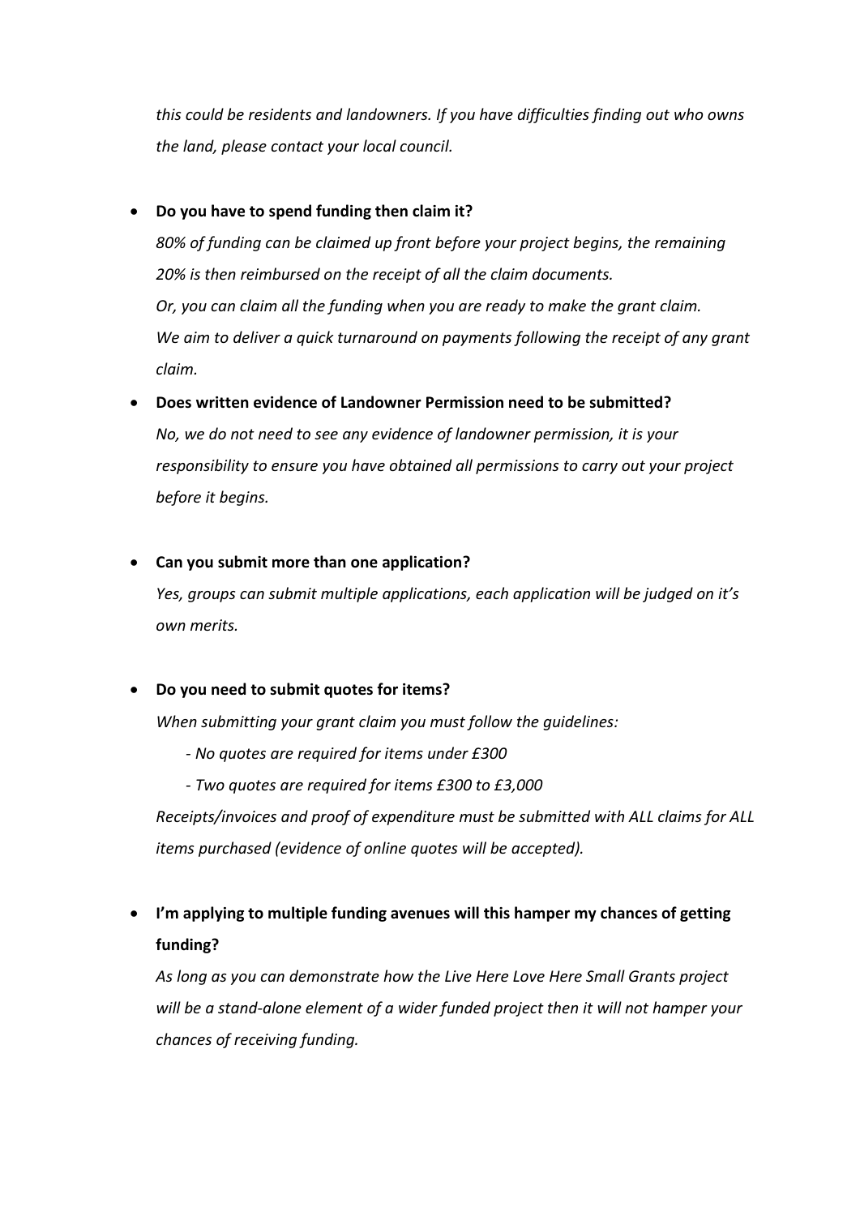*this could be residents and landowners. If you have difficulties finding out who owns the land, please contact your local council.*

- **Do you have to spend funding then claim it?**

  *80% of funding can be claimed up front before your project begins, the remaining 20% is then reimbursed on the receipt of all the claim documents.*
  *Or, you can claim all the funding when you are ready to make the grant claim.*
  *We aim to deliver a quick turnaround on payments following the receipt of any grant claim.*

- **Does written evidence of Landowner Permission need to be submitted?**

  *No, we do not need to see any evidence of landowner permission, it is your responsibility to ensure you have obtained all permissions to carry out your project before it begins.*

- **Can you submit more than one application?**

  *Yes, groups can submit multiple applications, each application will be judged on it's own merits.*

- **Do you need to submit quotes for items?**

  *When submitting your grant claim you must follow the guidelines:*

  - *No quotes are required for items under £300*
  - *Two quotes are required for items £300 to £3,000*

  *Receipts/invoices and proof of expenditure must be submitted with ALL claims for ALL items purchased (evidence of online quotes will be accepted).*

- **I'm applying to multiple funding avenues will this hamper my chances of getting funding?**

  *As long as you can demonstrate how the Live Here Love Here Small Grants project will be a stand-alone element of a wider funded project then it will not hamper your chances of receiving funding.*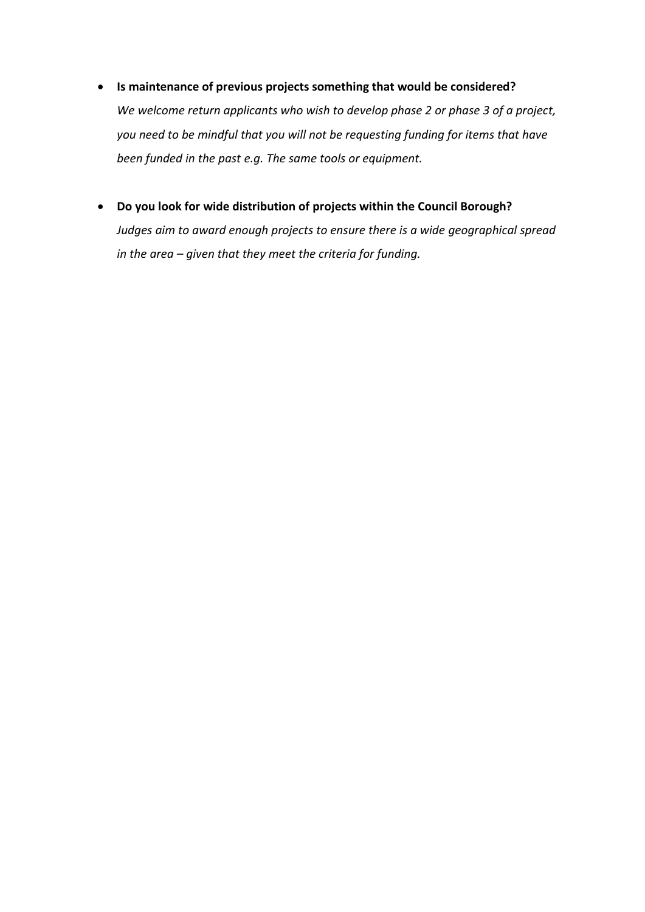- **Is maintenance of previous projects something that would be considered?**
  *We welcome return applicants who wish to develop phase 2 or phase 3 of a project, you need to be mindful that you will not be requesting funding for items that have been funded in the past e.g. The same tools or equipment.*

- **Do you look for wide distribution of projects within the Council Borough?**
  *Judges aim to award enough projects to ensure there is a wide geographical spread in the area – given that they meet the criteria for funding.*